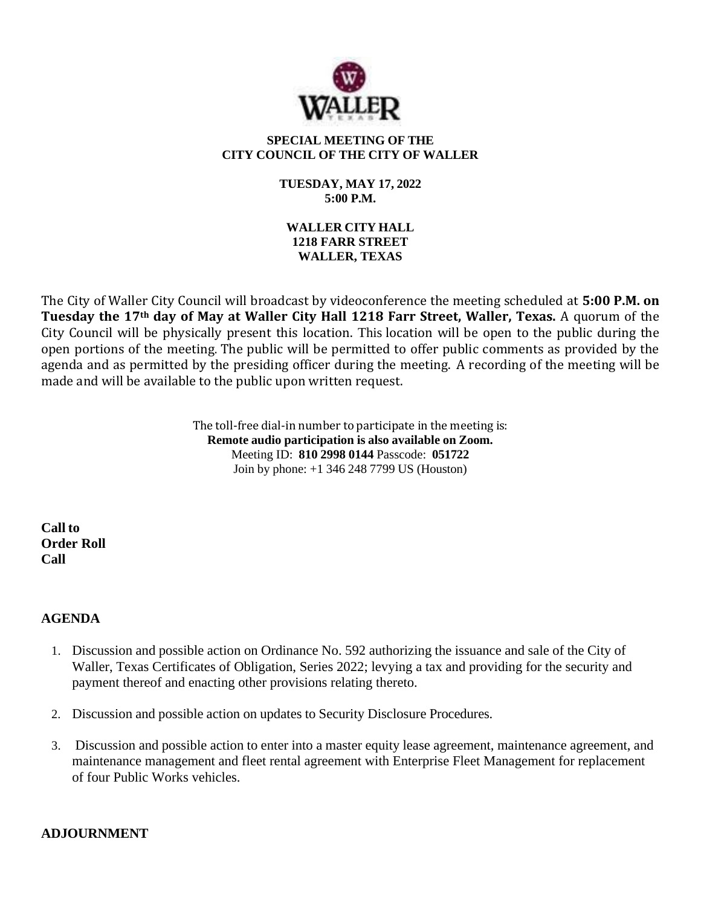**SPECIAL MEETING OF THE**
**CITY COUNCIL OF THE CITY OF WALLER**

**TUESDAY, MAY 17, 2022**
**5:00 P.M.**

**WALLER CITY HALL**
**1218 FARR STREET**
**WALLER, TEXAS**

The City of Waller City Council will broadcast by videoconference the meeting scheduled at **5:00 P.M. on Tuesday the 17th day of May at Waller City Hall 1218 Farr Street, Waller, Texas.** A quorum of the City Council will be physically present this location. This location will be open to the public during the open portions of the meeting. The public will be permitted to offer public comments as provided by the agenda and as permitted by the presiding officer during the meeting. A recording of the meeting will be made and will be available to the public upon written request.

The toll-free dial-in number to participate in the meeting is:
**Remote audio participation is also available on Zoom.**
Meeting ID: **810 2998 0144** Passcode: **051722**
Join by phone: +1 346 248 7799 US (Houston)

**Call to Order Roll Call**

## AGENDA

1. Discussion and possible action on Ordinance No. 592 authorizing the issuance and sale of the City of Waller, Texas Certificates of Obligation, Series 2022; levying a tax and providing for the security and payment thereof and enacting other provisions relating thereto.
2. Discussion and possible action on updates to Security Disclosure Procedures.
3. Discussion and possible action to enter into a master equity lease agreement, maintenance agreement, and maintenance management and fleet rental agreement with Enterprise Fleet Management for replacement of four Public Works vehicles.

## ADJOURNMENT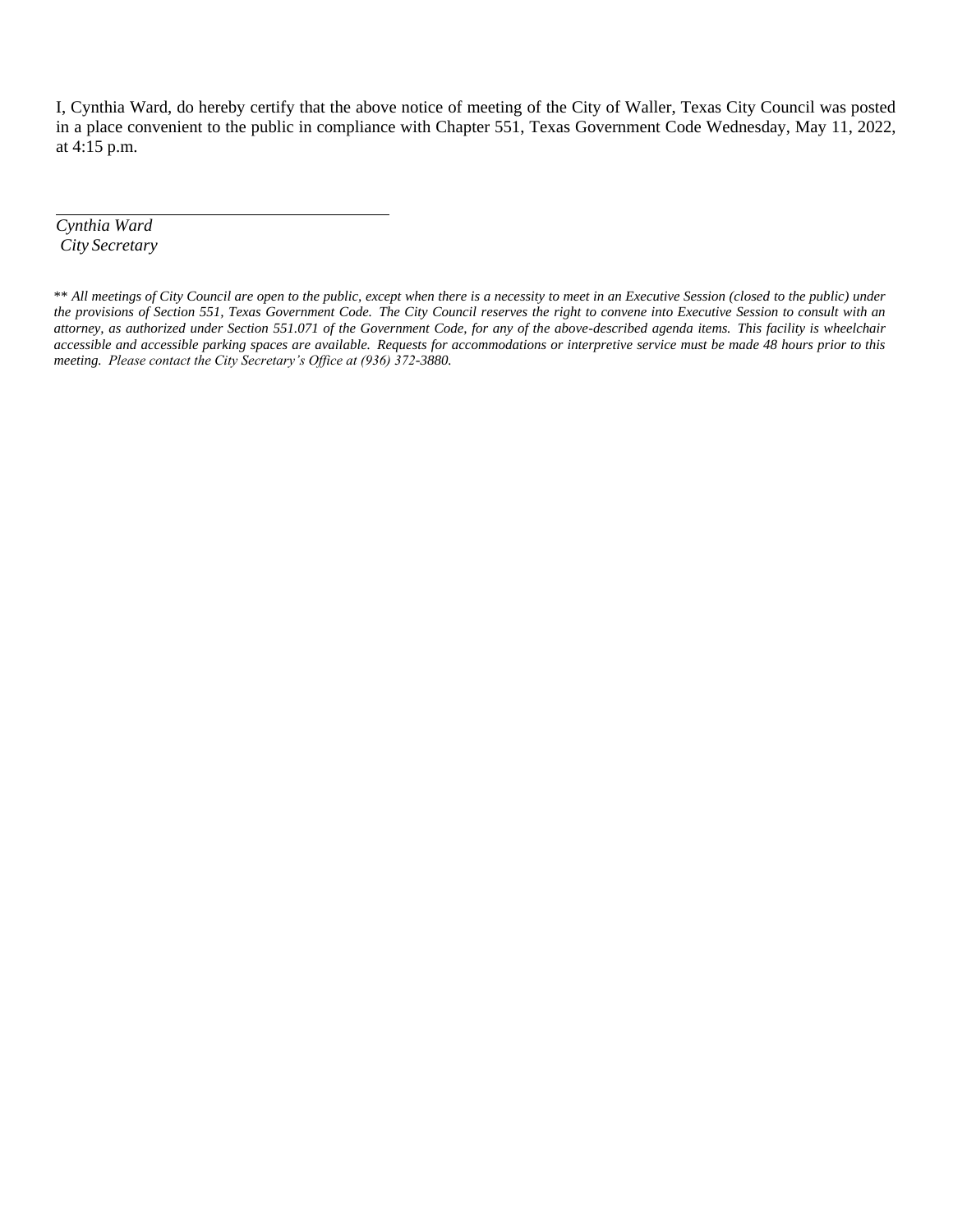I, Cynthia Ward, do hereby certify that the above notice of meeting of the City of Waller, Texas City Council was posted in a place convenient to the public in compliance with Chapter 551, Texas Government Code Wednesday, May 11, 2022, at 4:15 p.m.

\_\_\_\_\_\_\_\_\_\_\_\_\_\_\_\_\_\_\_\_\_\_\_\_\_\_\_\_\_\_\_\_\_\_\_\_\_\_\_\_

*Cynthia Ward*
*City Secretary*

** *All meetings of City Council are open to the public, except when there is a necessity to meet in an Executive Session (closed to the public) under the provisions of Section 551, Texas Government Code. The City Council reserves the right to convene into Executive Session to consult with an attorney, as authorized under Section 551.071 of the Government Code, for any of the above-described agenda items. This facility is wheelchair accessible and accessible parking spaces are available. Requests for accommodations or interpretive service must be made 48 hours prior to this meeting. Please contact the City Secretary's Office at (936) 372-3880.*